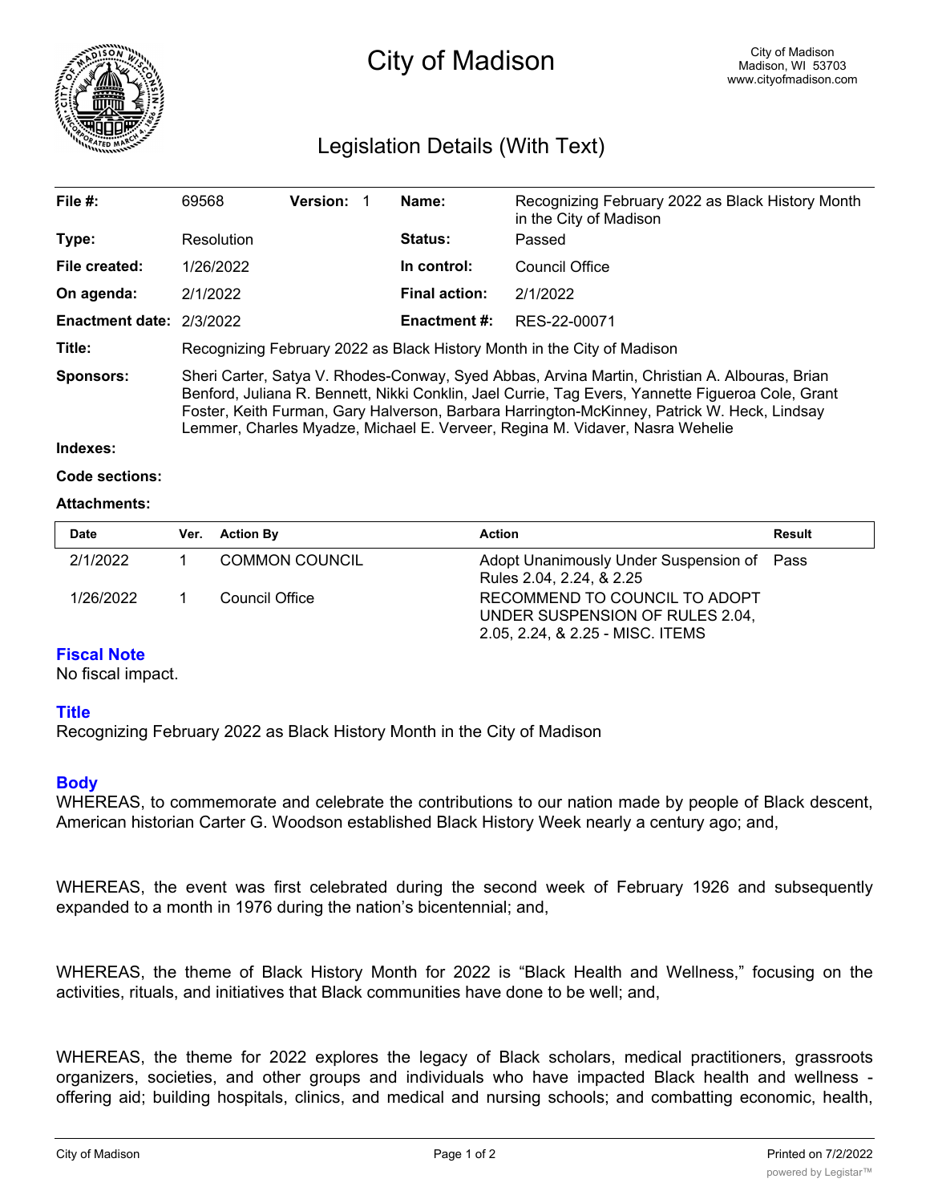# City of Madison

City of Madison
Madison, WI 53703
www.cityofmadison.com

## Legislation Details (With Text)

| | | | |
|---|---|---|---|
| **File #:** | 69568 **Version:** 1 | **Name:** | Recognizing February 2022 as Black History Month in the City of Madison |
| **Type:** | Resolution | **Status:** | Passed |
| **File created:** | 1/26/2022 | **In control:** | Council Office |
| **On agenda:** | 2/1/2022 | **Final action:** | 2/1/2022 |
| **Enactment date:** | 2/3/2022 | **Enactment #:** | RES-22-00071 |

**Title:** Recognizing February 2022 as Black History Month in the City of Madison

**Sponsors:** Sheri Carter, Satya V. Rhodes-Conway, Syed Abbas, Arvina Martin, Christian A. Albouras, Brian Benford, Juliana R. Bennett, Nikki Conklin, Jael Currie, Tag Evers, Yannette Figueroa Cole, Grant Foster, Keith Furman, Gary Halverson, Barbara Harrington-McKinney, Patrick W. Heck, Lindsay Lemmer, Charles Myadze, Michael E. Verveer, Regina M. Vidaver, Nasra Wehelie

**Indexes:**

**Code sections:**

**Attachments:**

| Date | Ver. | Action By | Action | Result |
|---|---|---|---|---|
| 2/1/2022 | 1 | COMMON COUNCIL | Adopt Unanimously Under Suspension of Rules 2.04, 2.24, & 2.25 | Pass |
| 1/26/2022 | 1 | Council Office | RECOMMEND TO COUNCIL TO ADOPT UNDER SUSPENSION OF RULES 2.04, 2.05, 2.24, & 2.25 - MISC. ITEMS | |

### Fiscal Note

No fiscal impact.

### Title

Recognizing February 2022 as Black History Month in the City of Madison

### Body

WHEREAS, to commemorate and celebrate the contributions to our nation made by people of Black descent, American historian Carter G. Woodson established Black History Week nearly a century ago; and,

WHEREAS, the event was first celebrated during the second week of February 1926 and subsequently expanded to a month in 1976 during the nation's bicentennial; and,

WHEREAS, the theme of Black History Month for 2022 is "Black Health and Wellness," focusing on the activities, rituals, and initiatives that Black communities have done to be well; and,

WHEREAS, the theme for 2022 explores the legacy of Black scholars, medical practitioners, grassroots organizers, societies, and other groups and individuals who have impacted Black health and wellness - offering aid; building hospitals, clinics, and medical and nursing schools; and combatting economic, health,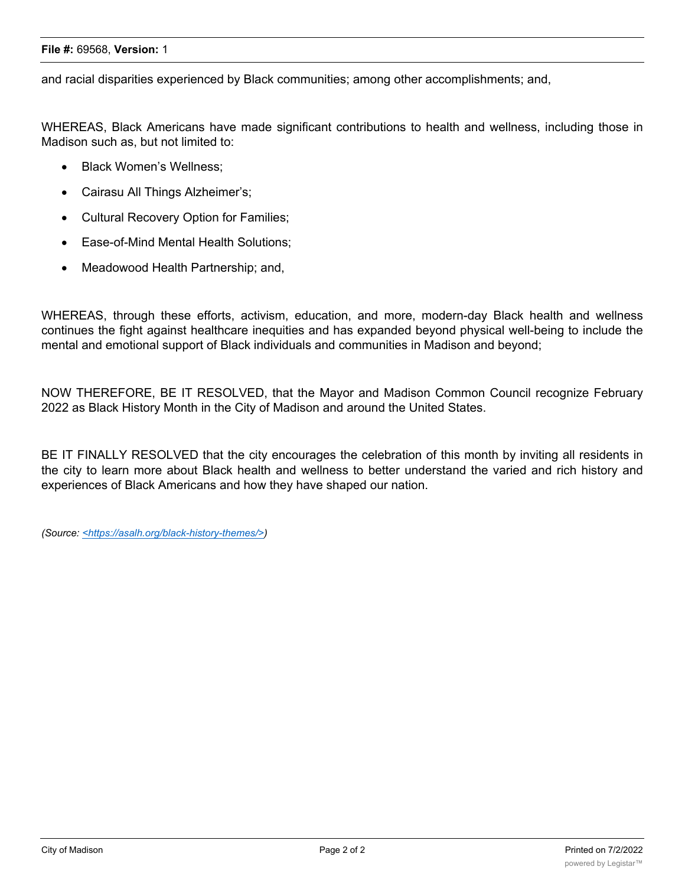and racial disparities experienced by Black communities; among other accomplishments; and,

WHEREAS, Black Americans have made significant contributions to health and wellness, including those in Madison such as, but not limited to:

- Black Women's Wellness;
- Cairasu All Things Alzheimer's;
- Cultural Recovery Option for Families;
- Ease-of-Mind Mental Health Solutions;
- Meadowood Health Partnership; and,

WHEREAS, through these efforts, activism, education, and more, modern-day Black health and wellness continues the fight against healthcare inequities and has expanded beyond physical well-being to include the mental and emotional support of Black individuals and communities in Madison and beyond;

NOW THEREFORE, BE IT RESOLVED, that the Mayor and Madison Common Council recognize February 2022 as Black History Month in the City of Madison and around the United States.

BE IT FINALLY RESOLVED that the city encourages the celebration of this month by inviting all residents in the city to learn more about Black health and wellness to better understand the varied and rich history and experiences of Black Americans and how they have shaped our nation.

*(Source: <https://asalh.org/black-history-themes/>)*